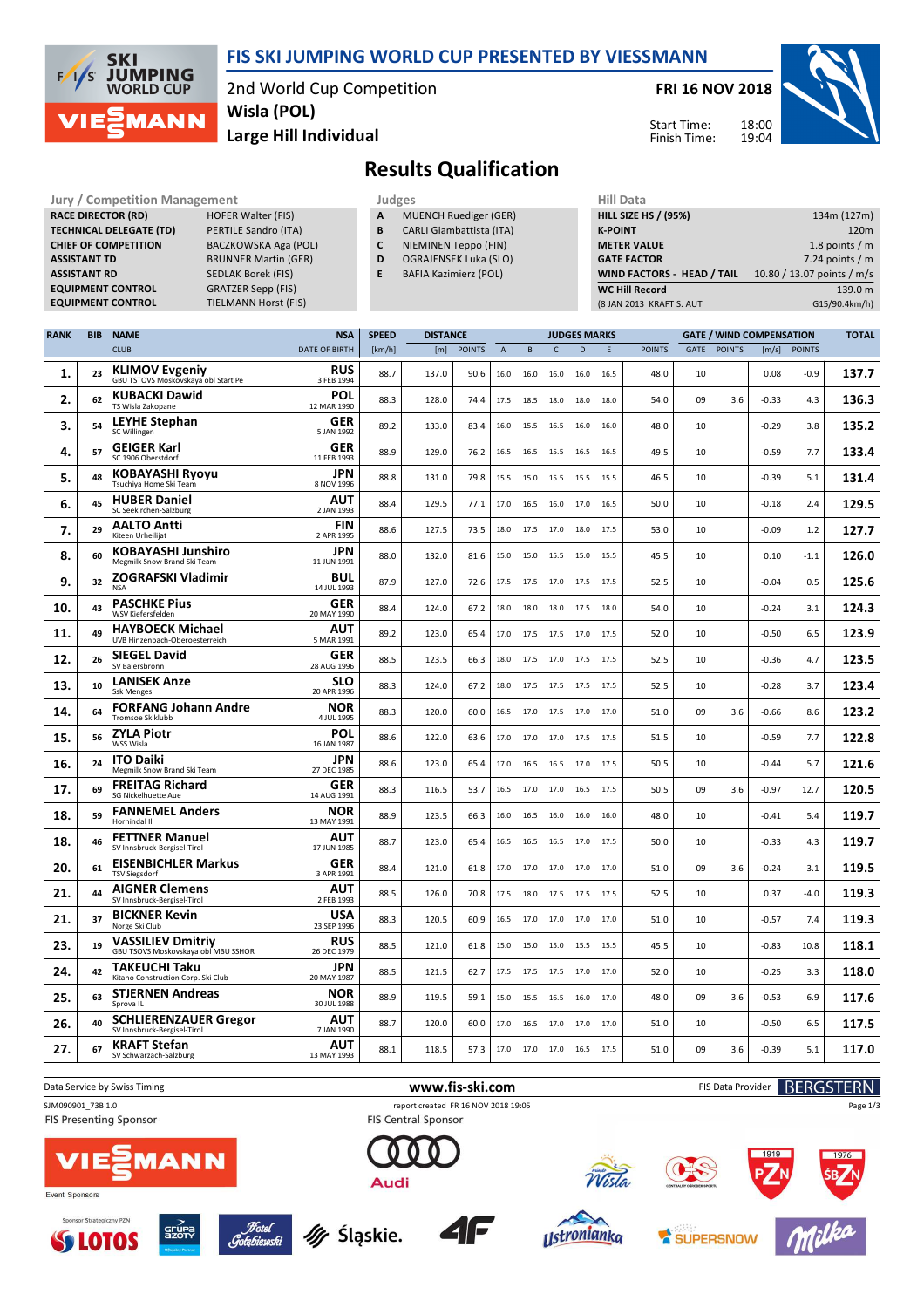# FIS SKI JUMPING WORLD CUP PRESENTED BY VIESSMANN

2nd World Cup Competition
**Wisla (POL)**
**Large Hill Individual**

**FRI 16 NOV 2018**

Start Time: 18:00
Finish Time: 19:04

## Results Qualification

### Jury / Competition Management

| | |
|---|---|
| RACE DIRECTOR (RD) | HOFER Walter (FIS) |
| TECHNICAL DELEGATE (TD) | PERTILE Sandro (ITA) |
| CHIEF OF COMPETITION | BACZKOWSKA Aga (POL) |
| ASSISTANT TD | BRUNNER Martin (GER) |
| ASSISTANT RD | SEDLAK Borek (FIS) |
| EQUIPMENT CONTROL | GRATZER Sepp (FIS) |
| EQUIPMENT CONTROL | TIELMANN Horst (FIS) |

### Judges

| | |
|---|---|
| A | MUENCH Ruediger (GER) |
| B | CARLI Giambattista (ITA) |
| C | NIEMINEN Teppo (FIN) |
| D | OGRAJENSEK Luka (SLO) |
| E | BAFIA Kazimierz (POL) |

### Hill Data

| | |
|---|---|
| HILL SIZE HS / (95%) | 134m (127m) |
| K-POINT | 120m |
| METER VALUE | 1.8 points / m |
| GATE FACTOR | 7.24 points / m |
| WIND FACTORS - HEAD / TAIL | 10.80 / 13.07 points / m/s |
| WC Hill Record | 139.0 m |
| (8 JAN 2013 KRAFT S. AUT | G15/90.4km/h) |

| RANK | BIB | NAME / CLUB | NSA / DATE OF BIRTH | SPEED [km/h] | DISTANCE [m] | DISTANCE POINTS | A | B | C | D | E | JUDGES POINTS | GATE | GATE POINTS | WIND [m/s] | WIND POINTS | TOTAL |
|---|---|---|---|---|---|---|---|---|---|---|---|---|---|---|---|---|---|
| 1. | 23 | KLIMOV Evgeniy / GBU TSTOVS Moskovskaya obl Start Pe | RUS / 3 FEB 1994 | 88.7 | 137.0 | 90.6 | 16.0 | 16.0 | 16.0 | 16.0 | 16.5 | 48.0 | 10 | | 0.08 | -0.9 | 137.7 |
| 2. | 62 | KUBACKI Dawid / TS Wisla Zakopane | POL / 12 MAR 1990 | 88.3 | 128.0 | 74.4 | 17.5 | 18.5 | 18.0 | 18.0 | 18.0 | 54.0 | 09 | 3.6 | -0.33 | 4.3 | 136.3 |
| 3. | 54 | LEYHE Stephan / SC Willingen | GER / 5 JAN 1992 | 89.2 | 133.0 | 83.4 | 16.0 | 15.5 | 16.5 | 16.0 | 16.0 | 48.0 | 10 | | -0.29 | 3.8 | 135.2 |
| 4. | 57 | GEIGER Karl / SC 1906 Oberstdorf | GER / 11 FEB 1993 | 88.9 | 129.0 | 76.2 | 16.5 | 16.5 | 15.5 | 16.5 | 16.5 | 49.5 | 10 | | -0.59 | 7.7 | 133.4 |
| 5. | 48 | KOBAYASHI Ryoyu / Tsuchiya Home Ski Team | JPN / 8 NOV 1996 | 88.8 | 131.0 | 79.8 | 15.5 | 15.0 | 15.5 | 15.5 | 15.5 | 46.5 | 10 | | -0.39 | 5.1 | 131.4 |
| 6. | 45 | HUBER Daniel / SC Seekirchen-Salzburg | AUT / 2 JAN 1993 | 88.4 | 129.5 | 77.1 | 17.0 | 16.5 | 16.0 | 17.0 | 16.5 | 50.0 | 10 | | -0.18 | 2.4 | 129.5 |
| 7. | 29 | AALTO Antti / Kiteen Urheilijat | FIN / 2 APR 1995 | 88.6 | 127.5 | 73.5 | 18.0 | 17.5 | 17.0 | 18.0 | 17.5 | 53.0 | 10 | | -0.09 | 1.2 | 127.7 |
| 8. | 60 | KOBAYASHI Junshiro / Megmilk Snow Brand Ski Team | JPN / 11 JUN 1991 | 88.0 | 132.0 | 81.6 | 15.0 | 15.0 | 15.5 | 15.0 | 15.5 | 45.5 | 10 | | 0.10 | -1.1 | 126.0 |
| 9. | 32 | ZOGRAFSKI Vladimir / NSA | BUL / 14 JUL 1993 | 87.9 | 127.0 | 72.6 | 17.5 | 17.5 | 17.0 | 17.5 | 17.5 | 52.5 | 10 | | -0.04 | 0.5 | 125.6 |
| 10. | 43 | PASCHKE Pius / WSV Kiefersfelden | GER / 20 MAY 1990 | 88.4 | 124.0 | 67.2 | 18.0 | 18.0 | 18.0 | 17.5 | 18.0 | 54.0 | 10 | | -0.24 | 3.1 | 124.3 |
| 11. | 49 | HAYBOECK Michael / UVB Hinzenbach-Oberoesterreich | AUT / 5 MAR 1991 | 89.2 | 123.0 | 65.4 | 17.0 | 17.5 | 17.5 | 17.0 | 17.5 | 52.0 | 10 | | -0.50 | 6.5 | 123.9 |
| 12. | 26 | SIEGEL David / SV Baiersbronn | GER / 28 AUG 1996 | 88.5 | 123.5 | 66.3 | 18.0 | 17.5 | 17.0 | 17.5 | 17.5 | 52.5 | 10 | | -0.36 | 4.7 | 123.5 |
| 13. | 10 | LANISEK Anze / Ssk Menges | SLO / 20 APR 1996 | 88.3 | 124.0 | 67.2 | 18.0 | 17.5 | 17.5 | 17.5 | 17.5 | 52.5 | 10 | | -0.28 | 3.7 | 123.4 |
| 14. | 64 | FORFANG Johann Andre / Tromsoe Skiklubb | NOR / 4 JUL 1995 | 88.3 | 120.0 | 60.0 | 16.5 | 17.0 | 17.5 | 17.0 | 17.0 | 51.0 | 09 | 3.6 | -0.66 | 8.6 | 123.2 |
| 15. | 56 | ZYLA Piotr / WSS Wisla | POL / 16 JAN 1987 | 88.6 | 122.0 | 63.6 | 17.0 | 17.0 | 17.0 | 17.5 | 17.5 | 51.5 | 10 | | -0.59 | 7.7 | 122.8 |
| 16. | 24 | ITO Daiki / Megmilk Snow Brand Ski Team | JPN / 27 DEC 1985 | 88.6 | 123.0 | 65.4 | 17.0 | 16.5 | 16.5 | 17.0 | 17.5 | 50.5 | 10 | | -0.44 | 5.7 | 121.6 |
| 17. | 69 | FREITAG Richard / SG Nickelhuette Aue | GER / 14 AUG 1991 | 88.3 | 116.5 | 53.7 | 16.5 | 17.0 | 17.0 | 16.5 | 17.5 | 50.5 | 09 | 3.6 | -0.97 | 12.7 | 120.5 |
| 18. | 59 | FANNEMEL Anders / Hornindal Il | NOR / 13 MAY 1991 | 88.9 | 123.5 | 66.3 | 16.0 | 16.5 | 16.0 | 16.0 | 16.0 | 48.0 | 10 | | -0.41 | 5.4 | 119.7 |
| 18. | 46 | FETTNER Manuel / SV Innsbruck-Bergisel-Tirol | AUT / 17 JUN 1985 | 88.7 | 123.0 | 65.4 | 16.5 | 16.5 | 16.5 | 17.0 | 17.5 | 50.0 | 10 | | -0.33 | 4.3 | 119.7 |
| 20. | 61 | EISENBICHLER Markus / TSV Siegsdorf | GER / 3 APR 1991 | 88.4 | 121.0 | 61.8 | 17.0 | 17.0 | 17.0 | 17.0 | 17.0 | 51.0 | 09 | 3.6 | -0.24 | 3.1 | 119.5 |
| 21. | 44 | AIGNER Clemens / SV Innsbruck-Bergisel-Tirol | AUT / 2 FEB 1993 | 88.5 | 126.0 | 70.8 | 17.5 | 18.0 | 17.5 | 17.5 | 17.5 | 52.5 | 10 | | 0.37 | -4.0 | 119.3 |
| 21. | 37 | BICKNER Kevin / Norge Ski Club | USA / 23 SEP 1996 | 88.3 | 120.5 | 60.9 | 16.5 | 17.0 | 17.0 | 17.0 | 17.0 | 51.0 | 10 | | -0.57 | 7.4 | 119.3 |
| 23. | 19 | VASSILIEV Dmitriy / GBU TSOVS Moskovskaya obl MBU SSHOR | RUS / 26 DEC 1979 | 88.5 | 121.0 | 61.8 | 15.0 | 15.0 | 15.0 | 15.5 | 15.5 | 45.5 | 10 | | -0.83 | 10.8 | 118.1 |
| 24. | 42 | TAKEUCHI Taku / Kitano Construction Corp. Ski Club | JPN / 20 MAY 1987 | 88.5 | 121.5 | 62.7 | 17.5 | 17.5 | 17.5 | 17.0 | 17.0 | 52.0 | 10 | | -0.25 | 3.3 | 118.0 |
| 25. | 63 | STJERNEN Andreas / Sprova IL | NOR / 30 JUL 1988 | 88.9 | 119.5 | 59.1 | 15.0 | 15.5 | 16.5 | 16.0 | 17.0 | 48.0 | 09 | 3.6 | -0.53 | 6.9 | 117.6 |
| 26. | 40 | SCHLIERENZAUER Gregor / SV Innsbruck-Bergisel-Tirol | AUT / 7 JAN 1990 | 88.7 | 120.0 | 60.0 | 17.0 | 16.5 | 17.0 | 17.0 | 17.0 | 51.0 | 10 | | -0.50 | 6.5 | 117.5 |
| 27. | 67 | KRAFT Stefan / SV Schwarzach-Salzburg | AUT / 13 MAY 1993 | 88.1 | 118.5 | 57.3 | 17.0 | 17.0 | 17.0 | 16.5 | 17.5 | 51.0 | 09 | 3.6 | -0.39 | 5.1 | 117.0 |

Data Service by Swiss Timing — www.fis-ski.com — FIS Data Provider BERGSTERN

SJM090901_73B 1.0 — report created FR 16 NOV 2018 19:05

FIS Presenting Sponsor: VIESSMANN — FIS Central Sponsor: Audi

Event Sponsors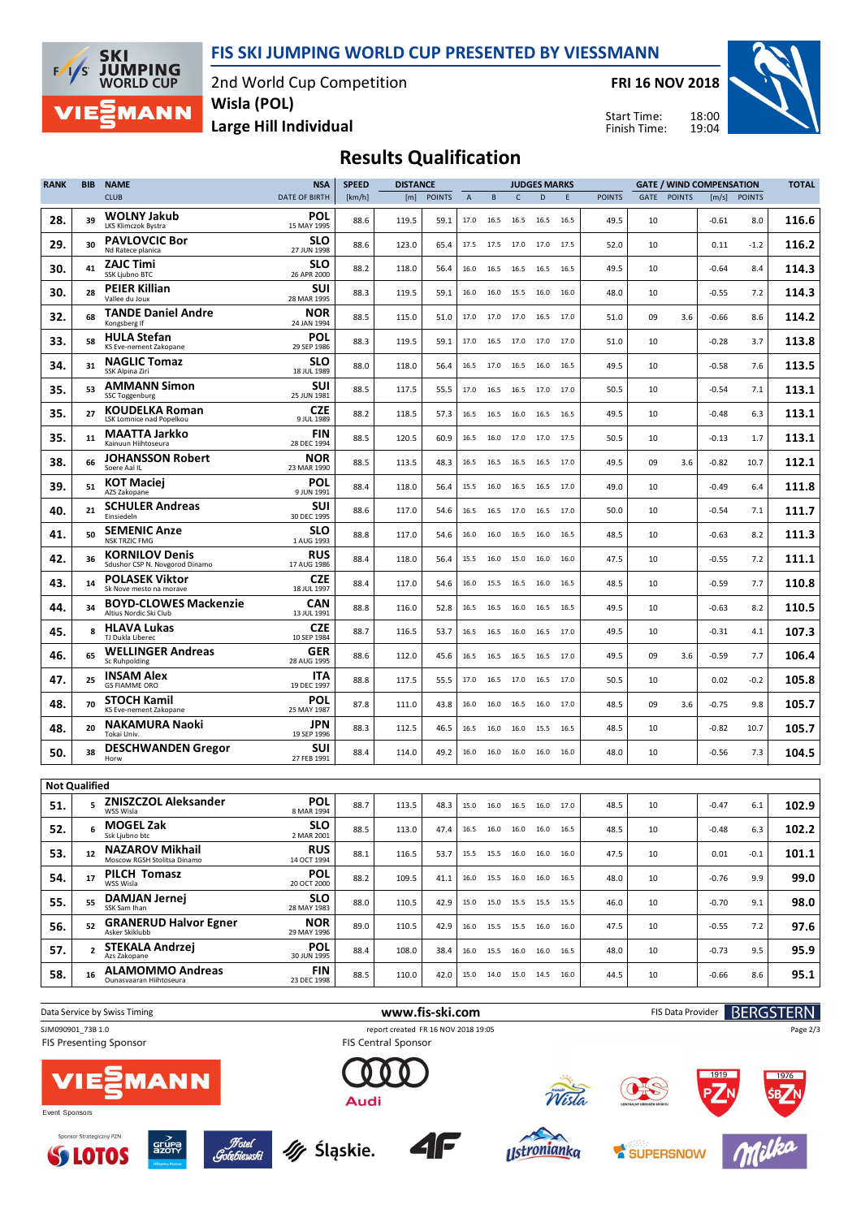# FIS SKI JUMPING WORLD CUP PRESENTED BY VIESSMANN

2nd World Cup Competition
**Wisla (POL)**
**Large Hill Individual**

**FRI 16 NOV 2018**

Start Time: 18:00
Finish Time: 19:04

## Results Qualification

| RANK | BIB | NAME / CLUB | NSA / DATE OF BIRTH | SPEED [km/h] | DISTANCE [m] | DISTANCE POINTS | A | B | C | D | E | JUDGES POINTS | GATE | GATE POINTS | WIND [m/s] | WIND POINTS | TOTAL |
|---|---|---|---|---|---|---|---|---|---|---|---|---|---|---|---|---|---|
| 28. | 39 | **WOLNY Jakub** LKS Klimczok Bystra | POL 15 MAY 1995 | 88.6 | 119.5 | 59.1 | 17.0 | 16.5 | 16.5 | 16.5 | 16.5 | 49.5 | 10 | | -0.61 | 8.0 | 116.6 |
| 29. | 30 | **PAVLOVCIC Bor** Nd Ratece planica | SLO 27 JUN 1998 | 88.6 | 123.0 | 65.4 | 17.5 | 17.5 | 17.0 | 17.0 | 17.5 | 52.0 | 10 | | 0.11 | -1.2 | 116.2 |
| 30. | 41 | **ZAJC Timi** SSK Ljubno BTC | SLO 26 APR 2000 | 88.2 | 118.0 | 56.4 | 16.0 | 16.5 | 16.5 | 16.5 | 16.5 | 49.5 | 10 | | -0.64 | 8.4 | 114.3 |
| 30. | 28 | **PEIER Killian** Vallee du Joux | SUI 28 MAR 1995 | 88.3 | 119.5 | 59.1 | 16.0 | 16.0 | 15.5 | 16.0 | 16.0 | 48.0 | 10 | | -0.55 | 7.2 | 114.3 |
| 32. | 68 | **TANDE Daniel Andre** Kongsberg If | NOR 24 JAN 1994 | 88.5 | 115.0 | 51.0 | 17.0 | 17.0 | 17.0 | 16.5 | 17.0 | 51.0 | 09 | 3.6 | -0.66 | 8.6 | 114.2 |
| 33. | 58 | **HULA Stefan** KS Eve-nement Zakopane | POL 29 SEP 1986 | 88.3 | 119.5 | 59.1 | 17.0 | 16.5 | 17.0 | 17.0 | 17.0 | 51.0 | 10 | | -0.28 | 3.7 | 113.8 |
| 34. | 31 | **NAGLIC Tomaz** SSK Alpina Ziri | SLO 18 JUL 1989 | 88.0 | 118.0 | 56.4 | 16.5 | 17.0 | 16.5 | 16.0 | 16.5 | 49.5 | 10 | | -0.58 | 7.6 | 113.5 |
| 35. | 53 | **AMMANN Simon** SSC Toggenburg | SUI 25 JUN 1981 | 88.5 | 117.5 | 55.5 | 17.0 | 16.5 | 16.5 | 17.0 | 17.0 | 50.5 | 10 | | -0.54 | 7.1 | 113.1 |
| 35. | 27 | **KOUDELKA Roman** LSK Lomnice nad Popelkou | CZE 9 JUL 1989 | 88.2 | 118.5 | 57.3 | 16.5 | 16.5 | 16.0 | 16.5 | 16.5 | 49.5 | 10 | | -0.48 | 6.3 | 113.1 |
| 35. | 11 | **MAATTA Jarkko** Kainuun Hiihtoseura | FIN 28 DEC 1994 | 88.5 | 120.5 | 60.9 | 16.5 | 16.0 | 17.0 | 17.0 | 17.5 | 50.5 | 10 | | -0.13 | 1.7 | 113.1 |
| 38. | 66 | **JOHANSSON Robert** Soere Aal IL | NOR 23 MAR 1990 | 88.5 | 113.5 | 48.3 | 16.5 | 16.5 | 16.5 | 16.5 | 17.0 | 49.5 | 09 | 3.6 | -0.82 | 10.7 | 112.1 |
| 39. | 51 | **KOT Maciej** AZS Zakopane | POL 9 JUN 1991 | 88.4 | 118.0 | 56.4 | 15.5 | 16.0 | 16.5 | 16.5 | 17.0 | 49.0 | 10 | | -0.49 | 6.4 | 111.8 |
| 40. | 21 | **SCHULER Andreas** Einsiedeln | SUI 30 DEC 1995 | 88.6 | 117.0 | 54.6 | 16.5 | 16.5 | 17.0 | 16.5 | 17.0 | 50.0 | 10 | | -0.54 | 7.1 | 111.7 |
| 41. | 50 | **SEMENIC Anze** NSK TRZIC FMG | SLO 1 AUG 1993 | 88.8 | 117.0 | 54.6 | 16.0 | 16.0 | 16.5 | 16.0 | 16.5 | 48.5 | 10 | | -0.63 | 8.2 | 111.3 |
| 42. | 36 | **KORNILOV Denis** Sdushor CSP N. Novgorod Dinamo | RUS 17 AUG 1986 | 88.4 | 118.0 | 56.4 | 15.5 | 16.0 | 15.0 | 16.0 | 16.0 | 47.5 | 10 | | -0.55 | 7.2 | 111.1 |
| 43. | 14 | **POLASEK Viktor** Sk Nove mesto na morave | CZE 18 JUL 1997 | 88.4 | 117.0 | 54.6 | 16.0 | 15.5 | 16.5 | 16.0 | 16.5 | 48.5 | 10 | | -0.59 | 7.7 | 110.8 |
| 44. | 34 | **BOYD-CLOWES Mackenzie** Altius Nordic Ski Club | CAN 13 JUL 1991 | 88.8 | 116.0 | 52.8 | 16.5 | 16.5 | 16.0 | 16.5 | 16.5 | 49.5 | 10 | | -0.63 | 8.2 | 110.5 |
| 45. | 8 | **HLAVA Lukas** TJ Dukla Liberec | CZE 10 SEP 1984 | 88.7 | 116.5 | 53.7 | 16.5 | 16.5 | 16.0 | 16.5 | 17.0 | 49.5 | 10 | | -0.31 | 4.1 | 107.3 |
| 46. | 65 | **WELLINGER Andreas** Sc Ruhpolding | GER 28 AUG 1995 | 88.6 | 112.0 | 45.6 | 16.5 | 16.5 | 16.5 | 16.5 | 17.0 | 49.5 | 09 | 3.6 | -0.59 | 7.7 | 106.4 |
| 47. | 25 | **INSAM Alex** GS FIAMME ORO | ITA 19 DEC 1997 | 88.8 | 117.5 | 55.5 | 17.0 | 16.5 | 17.0 | 16.5 | 17.0 | 50.5 | 10 | | 0.02 | -0.2 | 105.8 |
| 48. | 70 | **STOCH Kamil** KS Eve-nement Zakopane | POL 25 MAY 1987 | 87.8 | 111.0 | 43.8 | 16.0 | 16.0 | 16.5 | 16.0 | 17.0 | 48.5 | 09 | 3.6 | -0.75 | 9.8 | 105.7 |
| 48. | 20 | **NAKAMURA Naoki** Tokai Univ. | JPN 19 SEP 1996 | 88.3 | 112.5 | 46.5 | 16.5 | 16.0 | 16.0 | 15.5 | 16.5 | 48.5 | 10 | | -0.82 | 10.7 | 105.7 |
| 50. | 38 | **DESCHWANDEN Gregor** Horw | SUI 27 FEB 1991 | 88.4 | 114.0 | 49.2 | 16.0 | 16.0 | 16.0 | 16.0 | 16.0 | 48.0 | 10 | | -0.56 | 7.3 | 104.5 |

### Not Qualified

| RANK | BIB | NAME / CLUB | NSA / DATE OF BIRTH | SPEED [km/h] | DISTANCE [m] | DISTANCE POINTS | A | B | C | D | E | JUDGES POINTS | GATE | GATE POINTS | WIND [m/s] | WIND POINTS | TOTAL |
|---|---|---|---|---|---|---|---|---|---|---|---|---|---|---|---|---|---|
| 51. | 5 | **ZNISZCZOL Aleksander** WSS Wisla | POL 8 MAR 1994 | 88.7 | 113.5 | 48.3 | 15.0 | 16.0 | 16.5 | 16.0 | 17.0 | 48.5 | 10 | | -0.47 | 6.1 | 102.9 |
| 52. | 6 | **MOGEL Zak** Ssk Ljubno btc | SLO 2 MAR 2001 | 88.5 | 113.0 | 47.4 | 16.5 | 16.0 | 16.0 | 16.0 | 16.5 | 48.5 | 10 | | -0.48 | 6.3 | 102.2 |
| 53. | 12 | **NAZAROV Mikhail** Moscow RGSH Stolitsa Dinamo | RUS 14 OCT 1994 | 88.1 | 116.5 | 53.7 | 15.5 | 15.5 | 16.0 | 16.0 | 16.0 | 47.5 | 10 | | 0.01 | -0.1 | 101.1 |
| 54. | 17 | **PILCH Tomasz** WSS Wisla | POL 20 OCT 2000 | 88.2 | 109.5 | 41.1 | 16.0 | 15.5 | 16.0 | 16.0 | 16.5 | 48.0 | 10 | | -0.76 | 9.9 | 99.0 |
| 55. | 55 | **DAMJAN Jernej** SSK Sam Ihan | SLO 28 MAY 1983 | 88.0 | 110.5 | 42.9 | 15.0 | 15.0 | 15.5 | 15.5 | 15.5 | 46.0 | 10 | | -0.70 | 9.1 | 98.0 |
| 56. | 52 | **GRANERUD Halvor Egner** Asker Skiklubb | NOR 29 MAY 1996 | 89.0 | 110.5 | 42.9 | 16.0 | 15.5 | 15.5 | 16.0 | 16.0 | 47.5 | 10 | | -0.55 | 7.2 | 97.6 |
| 57. | 2 | **STEKALA Andrzej** Azs Zakopane | POL 30 JUN 1995 | 88.4 | 108.0 | 38.4 | 16.0 | 15.5 | 16.0 | 16.0 | 16.5 | 48.0 | 10 | | -0.73 | 9.5 | 95.9 |
| 58. | 16 | **ALAMOMMO Andreas** Ounasvaaran Hiihtoseura | FIN 23 DEC 1998 | 88.5 | 110.0 | 42.0 | 15.0 | 14.0 | 15.0 | 14.5 | 16.0 | 44.5 | 10 | | -0.66 | 8.6 | 95.1 |

Data Service by Swiss Timing — www.fis-ski.com — FIS Data Provider BERGSTERN

SJM090901_73B 1.0 — report created FR 16 NOV 2018 19:05

FIS Presenting Sponsor: VIESSMANN — FIS Central Sponsor: Audi

Event Sponsors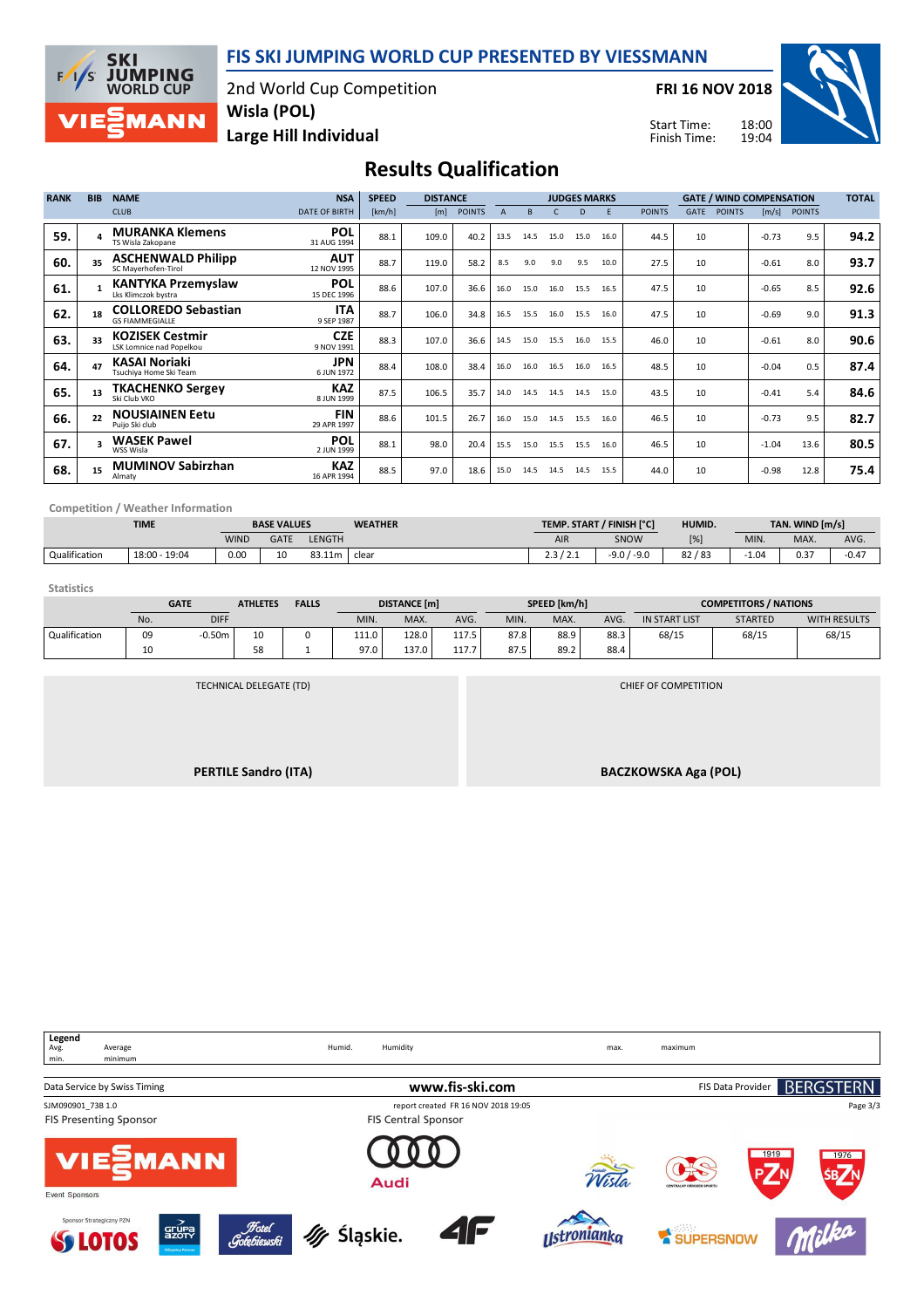# FIS SKI JUMPING WORLD CUP PRESENTED BY VIESSMANN

2nd World Cup Competition
**Wisla (POL)**
**Large Hill Individual**

**FRI 16 NOV 2018**
Start Time: 18:00
Finish Time: 19:04

## Results Qualification

| RANK | BIB | NAME / CLUB | NSA / DATE OF BIRTH | SPEED [km/h] | DISTANCE [m] | DISTANCE POINTS | A | B | C | D | E | JUDGES POINTS | GATE | GATE POINTS | WIND [m/s] | WIND POINTS | TOTAL |
|---|---|---|---|---|---|---|---|---|---|---|---|---|---|---|---|---|---|
| 59. | 4 | **MURANKA Klemens** TS Wisla Zakopane | POL 31 AUG 1994 | 88.1 | 109.0 | 40.2 | 13.5 | 14.5 | 15.0 | 15.0 | 16.0 | 44.5 | 10 | | -0.73 | 9.5 | 94.2 |
| 60. | 35 | **ASCHENWALD Philipp** SC Mayerhofen-Tirol | AUT 12 NOV 1995 | 88.7 | 119.0 | 58.2 | 8.5 | 9.0 | 9.0 | 9.5 | 10.0 | 27.5 | 10 | | -0.61 | 8.0 | 93.7 |
| 61. | 1 | **KANTYKA Przemyslaw** Lks Klimczok bystra | POL 15 DEC 1996 | 88.6 | 107.0 | 36.6 | 16.0 | 15.0 | 16.0 | 15.5 | 16.5 | 47.5 | 10 | | -0.65 | 8.5 | 92.6 |
| 62. | 18 | **COLLOREDO Sebastian** GS FIAMMEGIALLE | ITA 9 SEP 1987 | 88.7 | 106.0 | 34.8 | 16.5 | 15.5 | 16.0 | 15.5 | 16.0 | 47.5 | 10 | | -0.69 | 9.0 | 91.3 |
| 63. | 33 | **KOZISEK Cestmir** LSK Lomnice nad Popelkou | CZE 9 NOV 1991 | 88.3 | 107.0 | 36.6 | 14.5 | 15.0 | 15.5 | 16.0 | 15.5 | 46.0 | 10 | | -0.61 | 8.0 | 90.6 |
| 64. | 47 | **KASAI Noriaki** Tsuchiya Home Ski Team | JPN 6 JUN 1972 | 88.4 | 108.0 | 38.4 | 16.0 | 16.0 | 16.5 | 16.0 | 16.5 | 48.5 | 10 | | -0.04 | 0.5 | 87.4 |
| 65. | 13 | **TKACHENKO Sergey** Ski Club VKO | KAZ 8 JUN 1999 | 87.5 | 106.5 | 35.7 | 14.0 | 14.5 | 14.5 | 14.5 | 15.0 | 43.5 | 10 | | -0.41 | 5.4 | 84.6 |
| 66. | 22 | **NOUSIAINEN Eetu** Puijo Ski club | FIN 29 APR 1997 | 88.6 | 101.5 | 26.7 | 16.0 | 15.0 | 14.5 | 15.5 | 16.0 | 46.5 | 10 | | -0.73 | 9.5 | 82.7 |
| 67. | 3 | **WASEK Pawel** WSS Wisla | POL 2 JUN 1999 | 88.1 | 98.0 | 20.4 | 15.5 | 15.0 | 15.5 | 15.5 | 16.0 | 46.5 | 10 | | -1.04 | 13.6 | 80.5 |
| 68. | 15 | **MUMINOV Sabirzhan** Almaty | KAZ 16 APR 1994 | 88.5 | 97.0 | 18.6 | 15.0 | 14.5 | 14.5 | 14.5 | 15.5 | 44.0 | 10 | | -0.98 | 12.8 | 75.4 |

### Competition / Weather Information

| | TIME | BASE VALUES WIND | BASE VALUES GATE | BASE VALUES LENGTH | WEATHER | TEMP. AIR [°C] | TEMP. SNOW [°C] | HUMID. [%] | TAN. WIND MIN. [m/s] | TAN. WIND MAX. [m/s] | TAN. WIND AVG. [m/s] |
|---|---|---|---|---|---|---|---|---|---|---|---|
| Qualification | 18:00 - 19:04 | 0.00 | 10 | 83.11m | clear | 2.3 / 2.1 | -9.0 / -9.0 | 82 / 83 | -1.04 | 0.37 | -0.47 |

### Statistics

| | GATE No. | GATE DIFF | ATHLETES | FALLS | DISTANCE MIN. [m] | DISTANCE MAX. [m] | DISTANCE AVG. [m] | SPEED MIN. [km/h] | SPEED MAX. [km/h] | SPEED AVG. [km/h] | IN START LIST | STARTED | WITH RESULTS |
|---|---|---|---|---|---|---|---|---|---|---|---|---|---|
| Qualification | 09 | -0.50m | 10 | 0 | 111.0 | 128.0 | 117.5 | 87.8 | 88.9 | 88.3 | 68/15 | 68/15 | 68/15 |
| | 10 | | 58 | 1 | 97.0 | 137.0 | 117.7 | 87.5 | 89.2 | 88.4 | | | |

TECHNICAL DELEGATE (TD): **PERTILE Sandro (ITA)**

CHIEF OF COMPETITION: **BACZKOWSKA Aga (POL)**

**Legend**
Avg. Average
min. minimum
Humid. Humidity
max. maximum

Data Service by Swiss Timing — www.fis-ski.com — FIS Data Provider BERGSTERN

SJM090901_73B 1.0 — report created FR 16 NOV 2018 19:05

FIS Presenting Sponsor: VIESSMANN
FIS Central Sponsor: Audi

Event Sponsors